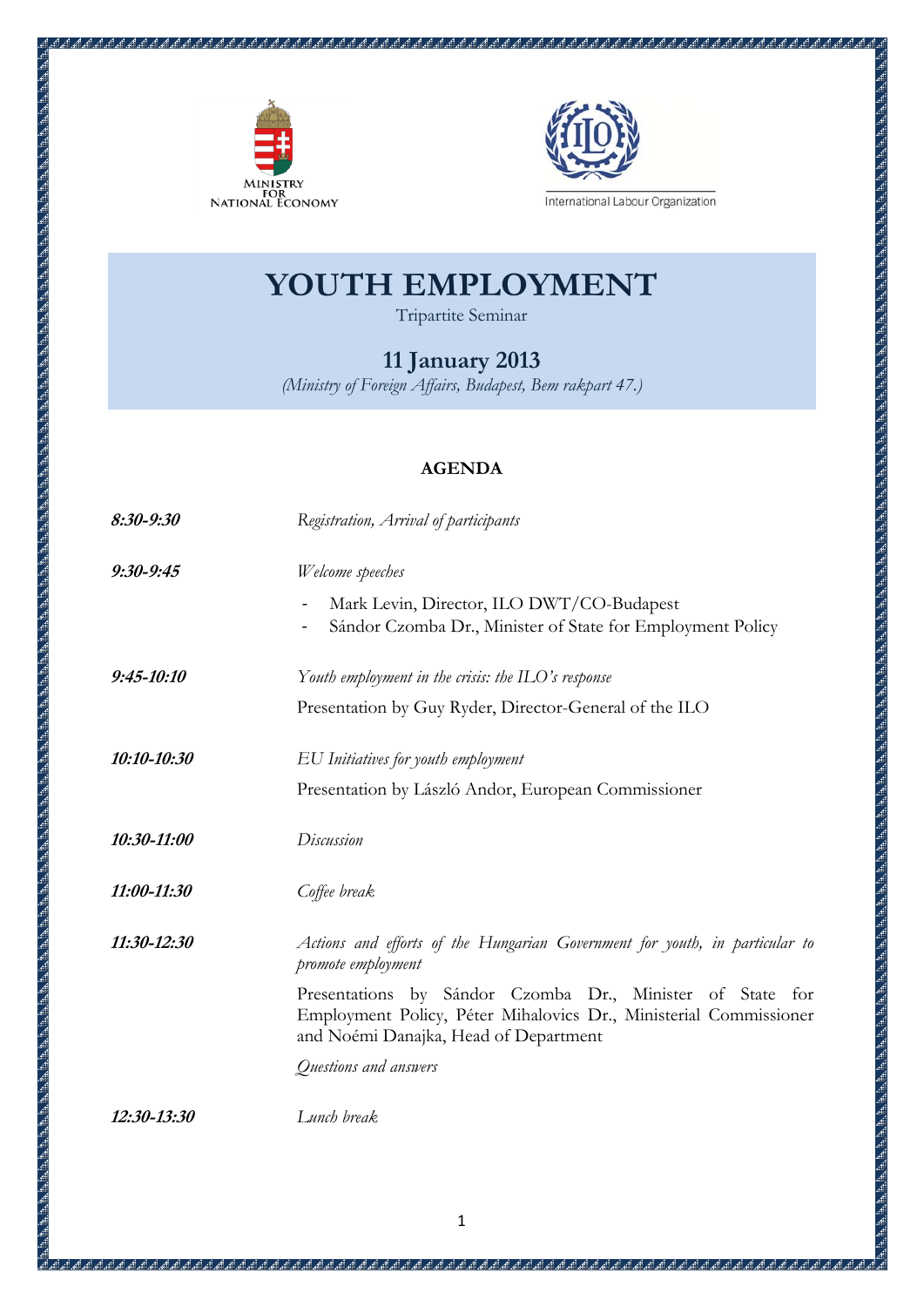MINISTRY FOR NATIONAL ECONOMY

International Labour Organization

# YOUTH EMPLOYMENT

Tripartite Seminar

## 11 January 2013

*(Ministry of Foreign Affairs, Budapest, Bem rakpart 47.)*

**AGENDA**

| | |
|---|---|
| ***8:30-9:30*** | *Registration, Arrival of participants* |
| ***9:30-9:45*** | *Welcome speeches*<br>- Mark Levin, Director, ILO DWT/CO-Budapest<br>- Sándor Czomba Dr., Minister of State for Employment Policy |
| ***9:45-10:10*** | *Youth employment in the crisis: the ILO's response*<br>Presentation by Guy Ryder, Director-General of the ILO |
| ***10:10-10:30*** | *EU Initiatives for youth employment*<br>Presentation by László Andor, European Commissioner |
| ***10:30-11:00*** | *Discussion* |
| ***11:00-11:30*** | *Coffee break* |
| ***11:30-12:30*** | *Actions and efforts of the Hungarian Government for youth, in particular to promote employment*<br>Presentations by Sándor Czomba Dr., Minister of State for Employment Policy, Péter Mihalovics Dr., Ministerial Commissioner and Noémi Danajka, Head of Department<br>*Questions and answers* |
| ***12:30-13:30*** | *Lunch break* |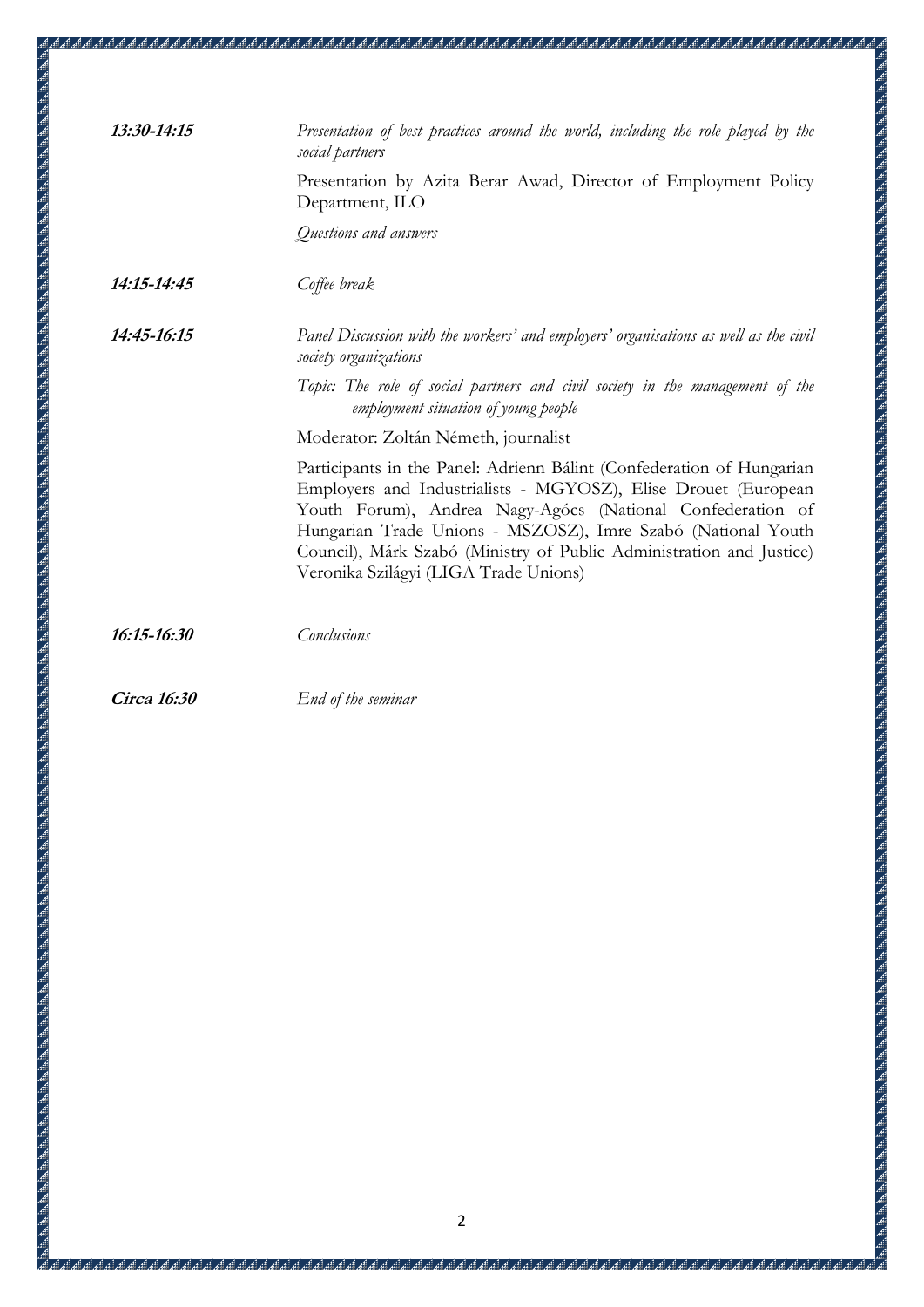***13:30-14:15*** *Presentation of best practices around the world, including the role played by the social partners*

Presentation by Azita Berar Awad, Director of Employment Policy Department, ILO

*Questions and answers*

***14:15-14:45*** *Coffee break*

***14:45-16:15*** *Panel Discussion with the workers' and employers' organisations as well as the civil society organizations*

*Topic: The role of social partners and civil society in the management of the employment situation of young people*

Moderator: Zoltán Németh, journalist

Participants in the Panel: Adrienn Bálint (Confederation of Hungarian Employers and Industrialists - MGYOSZ), Elise Drouet (European Youth Forum), Andrea Nagy-Agócs (National Confederation of Hungarian Trade Unions - MSZOSZ), Imre Szabó (National Youth Council), Márk Szabó (Ministry of Public Administration and Justice) Veronika Szilágyi (LIGA Trade Unions)

***16:15-16:30*** *Conclusions*

***Circa 16:30*** *End of the seminar*